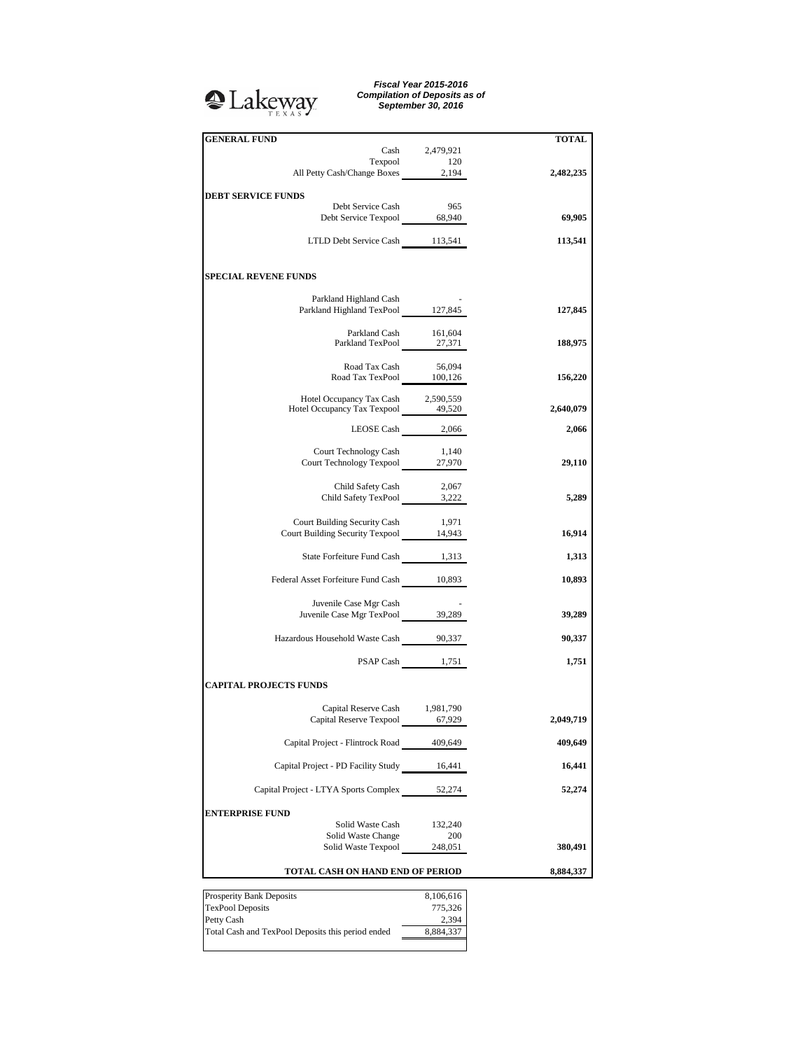Lakeway TEXAS

***Fiscal Year 2015-2016***
***Compilation of Deposits as of***
***September 30, 2016***

| GENERAL FUND | | TOTAL |
|---|---|---|
| Cash | 2,479,921 | |
| Texpool | 120 | |
| All Petty Cash/Change Boxes | 2,194 | **2,482,235** |
| **DEBT SERVICE FUNDS** | | |
| Debt Service Cash | 965 | |
| Debt Service Texpool | 68,940 | **69,905** |
| LTLD Debt Service Cash | 113,541 | **113,541** |
| **SPECIAL REVENE FUNDS** | | |
| Parkland Highland Cash | - | |
| Parkland Highland TexPool | 127,845 | **127,845** |
| Parkland Cash | 161,604 | |
| Parkland TexPool | 27,371 | **188,975** |
| Road Tax Cash | 56,094 | |
| Road Tax TexPool | 100,126 | **156,220** |
| Hotel Occupancy Tax Cash | 2,590,559 | |
| Hotel Occupancy Tax Texpool | 49,520 | **2,640,079** |
| LEOSE Cash | 2,066 | **2,066** |
| Court Technology Cash | 1,140 | |
| Court Technology Texpool | 27,970 | **29,110** |
| Child Safety Cash | 2,067 | |
| Child Safety TexPool | 3,222 | **5,289** |
| Court Building Security Cash | 1,971 | |
| Court Building Security Texpool | 14,943 | **16,914** |
| State Forfeiture Fund Cash | 1,313 | **1,313** |
| Federal Asset Forfeiture Fund Cash | 10,893 | **10,893** |
| Juvenile Case Mgr Cash | - | |
| Juvenile Case Mgr TexPool | 39,289 | **39,289** |
| Hazardous Household Waste Cash | 90,337 | **90,337** |
| PSAP Cash | 1,751 | **1,751** |
| **CAPITAL PROJECTS FUNDS** | | |
| Capital Reserve Cash | 1,981,790 | |
| Capital Reserve Texpool | 67,929 | **2,049,719** |
| Capital Project - Flintrock Road | 409,649 | **409,649** |
| Capital Project - PD Facility Study | 16,441 | **16,441** |
| Capital Project - LTYA Sports Complex | 52,274 | **52,274** |
| **ENTERPRISE FUND** | | |
| Solid Waste Cash | 132,240 | |
| Solid Waste Change | 200 | |
| Solid Waste Texpool | 248,051 | **380,491** |
| **TOTAL CASH ON HAND END OF PERIOD** | | **8,884,337** |

| | |
|---|---|
| Prosperity Bank Deposits | 8,106,616 |
| TexPool Deposits | 775,326 |
| Petty Cash | 2,394 |
| Total Cash and TexPool Deposits this period ended | 8,884,337 |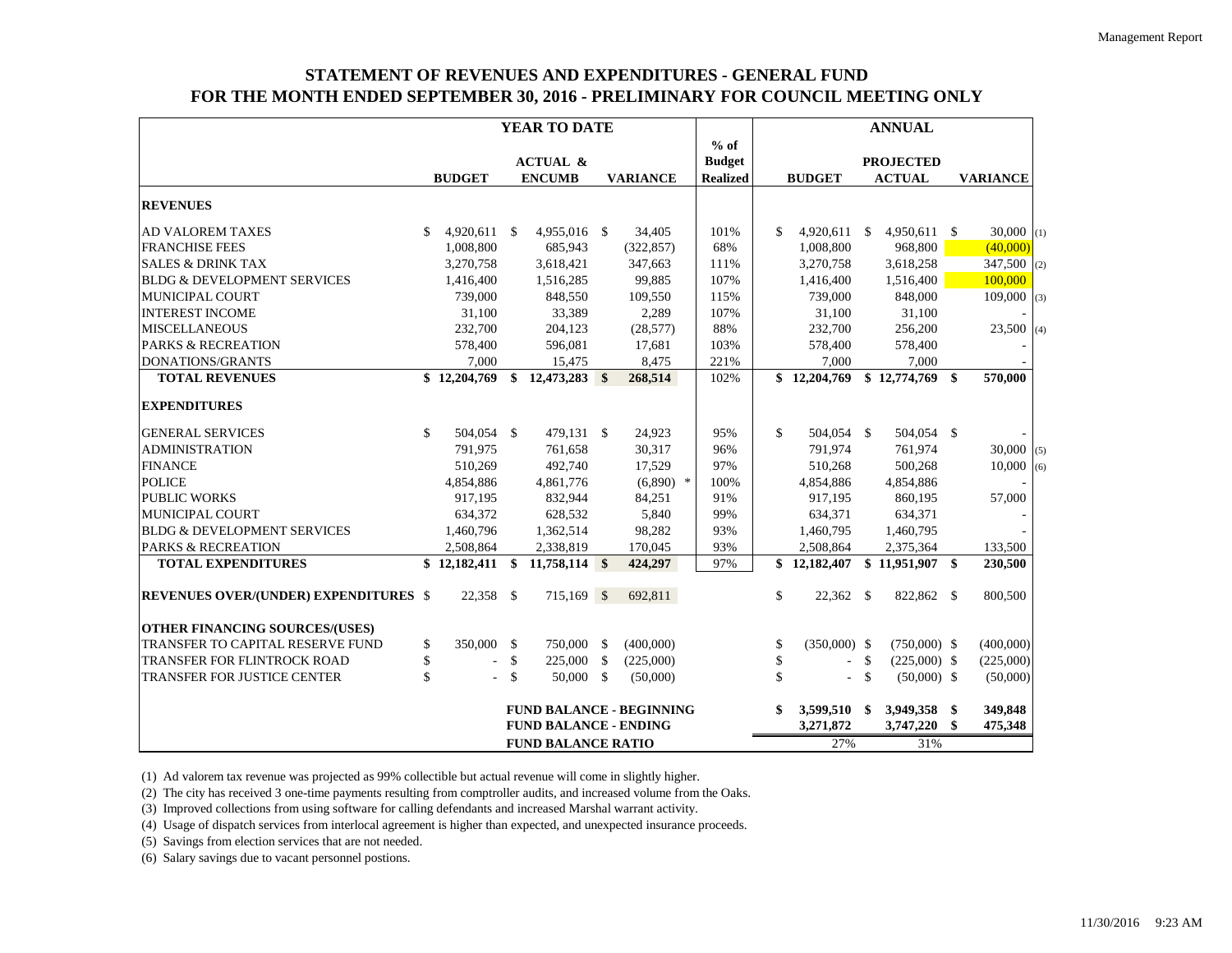## STATEMENT OF REVENUES AND EXPENDITURES - GENERAL FUND
## FOR THE MONTH ENDED SEPTEMBER 30, 2016 - PRELIMINARY FOR COUNCIL MEETING ONLY

| | YEAR TO DATE | | | % of Budget Realized | ANNUAL | | | |
|---|---|---|---|---|---|---|---|---|
| | BUDGET | ACTUAL & ENCUMB | VARIANCE | | BUDGET | PROJECTED ACTUAL | VARIANCE | |
| **REVENUES** | | | | | | | | |
| AD VALOREM TAXES | $ 4,920,611 | $ 4,955,016 | $ 34,405 | 101% | $ 4,920,611 | $ 4,950,611 | $ 30,000 | (1) |
| FRANCHISE FEES | 1,008,800 | 685,943 | (322,857) | 68% | 1,008,800 | 968,800 | (40,000) | |
| SALES & DRINK TAX | 3,270,758 | 3,618,421 | 347,663 | 111% | 3,270,758 | 3,618,258 | 347,500 | (2) |
| BLDG & DEVELOPMENT SERVICES | 1,416,400 | 1,516,285 | 99,885 | 107% | 1,416,400 | 1,516,400 | 100,000 | |
| MUNICIPAL COURT | 739,000 | 848,550 | 109,550 | 115% | 739,000 | 848,000 | 109,000 | (3) |
| INTEREST INCOME | 31,100 | 33,389 | 2,289 | 107% | 31,100 | 31,100 | - | |
| MISCELLANEOUS | 232,700 | 204,123 | (28,577) | 88% | 232,700 | 256,200 | 23,500 | (4) |
| PARKS & RECREATION | 578,400 | 596,081 | 17,681 | 103% | 578,400 | 578,400 | - | |
| DONATIONS/GRANTS | 7,000 | 15,475 | 8,475 | 221% | 7,000 | 7,000 | - | |
| **TOTAL REVENUES** | **$ 12,204,769** | **$ 12,473,283** | **$ 268,514** | 102% | **$ 12,204,769** | **$ 12,774,769** | **$ 570,000** | |
| **EXPENDITURES** | | | | | | | | |
| GENERAL SERVICES | $ 504,054 | $ 479,131 | $ 24,923 | 95% | $ 504,054 | $ 504,054 | $ - | |
| ADMINISTRATION | 791,975 | 761,658 | 30,317 | 96% | 791,974 | 761,974 | 30,000 | (5) |
| FINANCE | 510,269 | 492,740 | 17,529 | 97% | 510,268 | 500,268 | 10,000 | (6) |
| POLICE | 4,854,886 | 4,861,776 | (6,890) * | 100% | 4,854,886 | 4,854,886 | - | |
| PUBLIC WORKS | 917,195 | 832,944 | 84,251 | 91% | 917,195 | 860,195 | 57,000 | |
| MUNICIPAL COURT | 634,372 | 628,532 | 5,840 | 99% | 634,371 | 634,371 | - | |
| BLDG & DEVELOPMENT SERVICES | 1,460,796 | 1,362,514 | 98,282 | 93% | 1,460,795 | 1,460,795 | - | |
| PARKS & RECREATION | 2,508,864 | 2,338,819 | 170,045 | 93% | 2,508,864 | 2,375,364 | 133,500 | |
| **TOTAL EXPENDITURES** | **$ 12,182,411** | **$ 11,758,114** | **$ 424,297** | 97% | **$ 12,182,407** | **$ 11,951,907** | **$ 230,500** | |
| **REVENUES OVER/(UNDER) EXPENDITURES** | $ 22,358 | $ 715,169 | $ 692,811 | | $ 22,362 | $ 822,862 | $ 800,500 | |
| **OTHER FINANCING SOURCES/(USES)** | | | | | | | | |
| TRANSFER TO CAPITAL RESERVE FUND | $ 350,000 | $ 750,000 | $ (400,000) | | $ (350,000) | $ (750,000) | $ (400,000) | |
| TRANSFER FOR FLINTROCK ROAD | $ - | $ 225,000 | $ (225,000) | | $ - | $ (225,000) | $ (225,000) | |
| TRANSFER FOR JUSTICE CENTER | $ - | $ 50,000 | $ (50,000) | | $ - | $ (50,000) | $ (50,000) | |
| | | **FUND BALANCE - BEGINNING** | | | **$ 3,599,510** | **$ 3,949,358** | **$ 349,848** | |
| | | **FUND BALANCE - ENDING** | | | **3,271,872** | **3,747,220** | **$ 475,348** | |
| | | **FUND BALANCE RATIO** | | | 27% | 31% | | |

(1) Ad valorem tax revenue was projected as 99% collectible but actual revenue will come in slightly higher.

(2) The city has received 3 one-time payments resulting from comptroller audits, and increased volume from the Oaks.

(3) Improved collections from using software for calling defendants and increased Marshal warrant activity.

(4) Usage of dispatch services from interlocal agreement is higher than expected, and unexpected insurance proceeds.

(5) Savings from election services that are not needed.

(6) Salary savings due to vacant personnel postions.